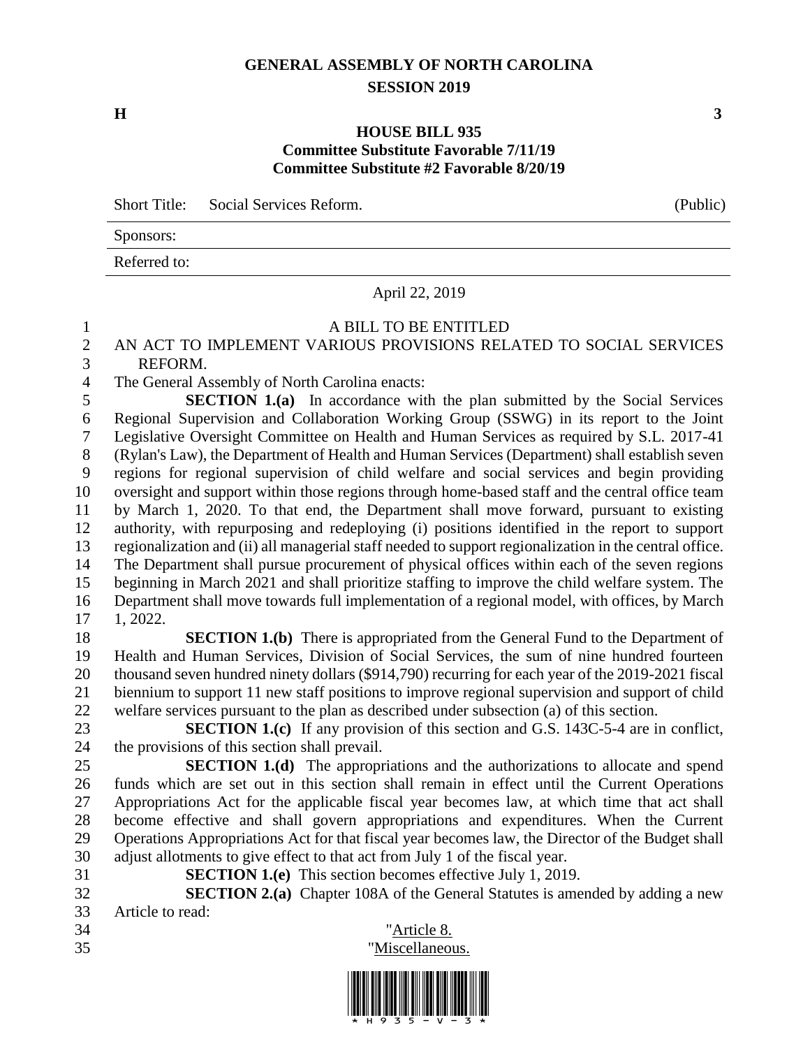# GENERAL ASSEMBLY OF NORTH CAROLINA
## SESSION 2019

**H** **3**

**HOUSE BILL 935**
**Committee Substitute Favorable 7/11/19**
**Committee Substitute #2 Favorable 8/20/19**

| Short Title: | Social Services Reform. | (Public) |
|---|---|---|
| Sponsors: | | |
| Referred to: | | |

April 22, 2019

A BILL TO BE ENTITLED

AN ACT TO IMPLEMENT VARIOUS PROVISIONS RELATED TO SOCIAL SERVICES REFORM.

The General Assembly of North Carolina enacts:

**SECTION 1.(a)** In accordance with the plan submitted by the Social Services Regional Supervision and Collaboration Working Group (SSWG) in its report to the Joint Legislative Oversight Committee on Health and Human Services as required by S.L. 2017-41 (Rylan's Law), the Department of Health and Human Services (Department) shall establish seven regions for regional supervision of child welfare and social services and begin providing oversight and support within those regions through home-based staff and the central office team by March 1, 2020. To that end, the Department shall move forward, pursuant to existing authority, with repurposing and redeploying (i) positions identified in the report to support regionalization and (ii) all managerial staff needed to support regionalization in the central office. The Department shall pursue procurement of physical offices within each of the seven regions beginning in March 2021 and shall prioritize staffing to improve the child welfare system. The Department shall move towards full implementation of a regional model, with offices, by March 1, 2022.

**SECTION 1.(b)** There is appropriated from the General Fund to the Department of Health and Human Services, Division of Social Services, the sum of nine hundred fourteen thousand seven hundred ninety dollars ($914,790) recurring for each year of the 2019-2021 fiscal biennium to support 11 new staff positions to improve regional supervision and support of child welfare services pursuant to the plan as described under subsection (a) of this section.

**SECTION 1.(c)** If any provision of this section and G.S. 143C-5-4 are in conflict, the provisions of this section shall prevail.

**SECTION 1.(d)** The appropriations and the authorizations to allocate and spend funds which are set out in this section shall remain in effect until the Current Operations Appropriations Act for the applicable fiscal year becomes law, at which time that act shall become effective and shall govern appropriations and expenditures. When the Current Operations Appropriations Act for that fiscal year becomes law, the Director of the Budget shall adjust allotments to give effect to that act from July 1 of the fiscal year.

**SECTION 1.(e)** This section becomes effective July 1, 2019.

**SECTION 2.(a)** Chapter 108A of the General Statutes is amended by adding a new Article to read:

"Article 8.

"Miscellaneous.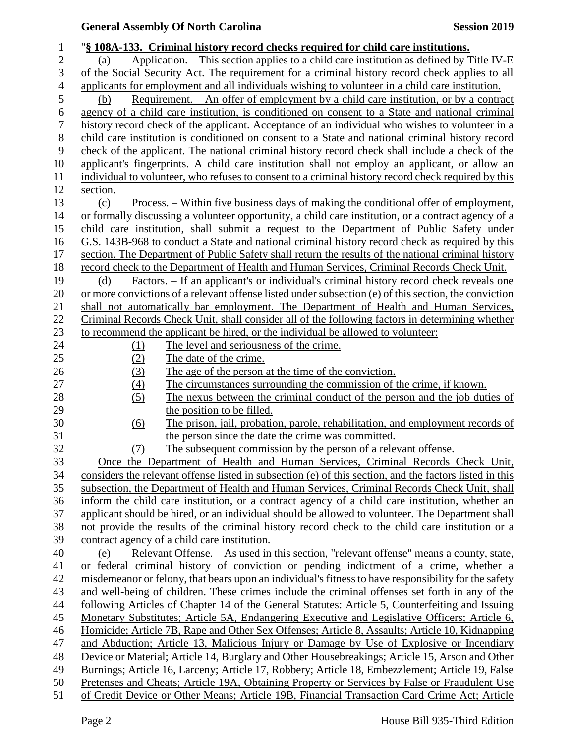"**§ 108A-133. Criminal history record checks required for child care institutions.**

(a) Application. – This section applies to a child care institution as defined by Title IV-E of the Social Security Act. The requirement for a criminal history record check applies to all applicants for employment and all individuals wishing to volunteer in a child care institution.

(b) Requirement. – An offer of employment by a child care institution, or by a contract agency of a child care institution, is conditioned on consent to a State and national criminal history record check of the applicant. Acceptance of an individual who wishes to volunteer in a child care institution is conditioned on consent to a State and national criminal history record check of the applicant. The national criminal history record check shall include a check of the applicant's fingerprints. A child care institution shall not employ an applicant, or allow an individual to volunteer, who refuses to consent to a criminal history record check required by this section.

(c) Process. – Within five business days of making the conditional offer of employment, or formally discussing a volunteer opportunity, a child care institution, or a contract agency of a child care institution, shall submit a request to the Department of Public Safety under G.S. 143B-968 to conduct a State and national criminal history record check as required by this section. The Department of Public Safety shall return the results of the national criminal history record check to the Department of Health and Human Services, Criminal Records Check Unit.

(d) Factors. – If an applicant's or individual's criminal history record check reveals one or more convictions of a relevant offense listed under subsection (e) of this section, the conviction shall not automatically bar employment. The Department of Health and Human Services, Criminal Records Check Unit, shall consider all of the following factors in determining whether to recommend the applicant be hired, or the individual be allowed to volunteer:

(1) The level and seriousness of the crime.
(2) The date of the crime.
(3) The age of the person at the time of the conviction.
(4) The circumstances surrounding the commission of the crime, if known.
(5) The nexus between the criminal conduct of the person and the job duties of the position to be filled.
(6) The prison, jail, probation, parole, rehabilitation, and employment records of the person since the date the crime was committed.
(7) The subsequent commission by the person of a relevant offense.

Once the Department of Health and Human Services, Criminal Records Check Unit, considers the relevant offense listed in subsection (e) of this section, and the factors listed in this subsection, the Department of Health and Human Services, Criminal Records Check Unit, shall inform the child care institution, or a contract agency of a child care institution, whether an applicant should be hired, or an individual should be allowed to volunteer. The Department shall not provide the results of the criminal history record check to the child care institution or a contract agency of a child care institution.

(e) Relevant Offense. – As used in this section, "relevant offense" means a county, state, or federal criminal history of conviction or pending indictment of a crime, whether a misdemeanor or felony, that bears upon an individual's fitness to have responsibility for the safety and well-being of children. These crimes include the criminal offenses set forth in any of the following Articles of Chapter 14 of the General Statutes: Article 5, Counterfeiting and Issuing Monetary Substitutes; Article 5A, Endangering Executive and Legislative Officers; Article 6, Homicide; Article 7B, Rape and Other Sex Offenses; Article 8, Assaults; Article 10, Kidnapping and Abduction; Article 13, Malicious Injury or Damage by Use of Explosive or Incendiary Device or Material; Article 14, Burglary and Other Housebreakings; Article 15, Arson and Other Burnings; Article 16, Larceny; Article 17, Robbery; Article 18, Embezzlement; Article 19, False Pretenses and Cheats; Article 19A, Obtaining Property or Services by False or Fraudulent Use of Credit Device or Other Means; Article 19B, Financial Transaction Card Crime Act; Article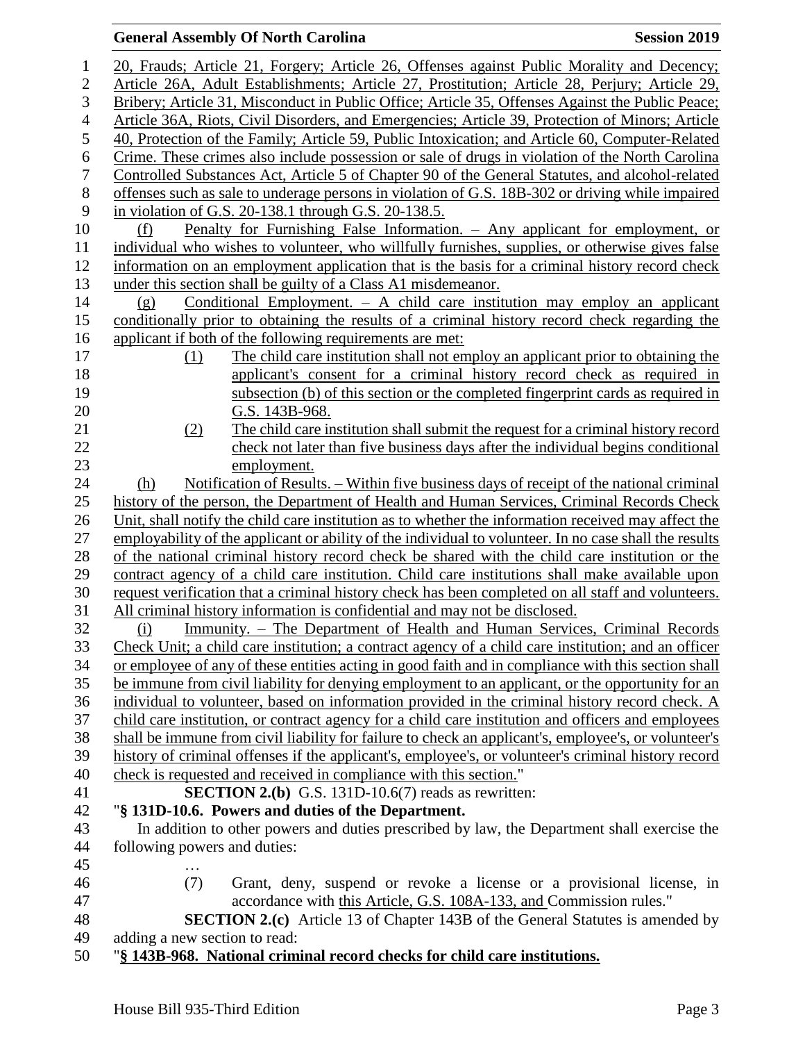20, Frauds; Article 21, Forgery; Article 26, Offenses against Public Morality and Decency; Article 26A, Adult Establishments; Article 27, Prostitution; Article 28, Perjury; Article 29, Bribery; Article 31, Misconduct in Public Office; Article 35, Offenses Against the Public Peace; Article 36A, Riots, Civil Disorders, and Emergencies; Article 39, Protection of Minors; Article 40, Protection of the Family; Article 59, Public Intoxication; and Article 60, Computer-Related Crime. These crimes also include possession or sale of drugs in violation of the North Carolina Controlled Substances Act, Article 5 of Chapter 90 of the General Statutes, and alcohol-related offenses such as sale to underage persons in violation of G.S. 18B-302 or driving while impaired in violation of G.S. 20-138.1 through G.S. 20-138.5.

(f) Penalty for Furnishing False Information. – Any applicant for employment, or individual who wishes to volunteer, who willfully furnishes, supplies, or otherwise gives false information on an employment application that is the basis for a criminal history record check under this section shall be guilty of a Class A1 misdemeanor.

(g) Conditional Employment. – A child care institution may employ an applicant conditionally prior to obtaining the results of a criminal history record check regarding the applicant if both of the following requirements are met:

(1) The child care institution shall not employ an applicant prior to obtaining the applicant's consent for a criminal history record check as required in subsection (b) of this section or the completed fingerprint cards as required in G.S. 143B-968.

(2) The child care institution shall submit the request for a criminal history record check not later than five business days after the individual begins conditional employment.

(h) Notification of Results. – Within five business days of receipt of the national criminal history of the person, the Department of Health and Human Services, Criminal Records Check Unit, shall notify the child care institution as to whether the information received may affect the employability of the applicant or ability of the individual to volunteer. In no case shall the results of the national criminal history record check be shared with the child care institution or the contract agency of a child care institution. Child care institutions shall make available upon request verification that a criminal history check has been completed on all staff and volunteers. All criminal history information is confidential and may not be disclosed.

(i) Immunity. – The Department of Health and Human Services, Criminal Records Check Unit; a child care institution; a contract agency of a child care institution; and an officer or employee of any of these entities acting in good faith and in compliance with this section shall be immune from civil liability for denying employment to an applicant, or the opportunity for an individual to volunteer, based on information provided in the criminal history record check. A child care institution, or contract agency for a child care institution and officers and employees shall be immune from civil liability for failure to check an applicant's, employee's, or volunteer's history of criminal offenses if the applicant's, employee's, or volunteer's criminal history record check is requested and received in compliance with this section."

**SECTION 2.(b)** G.S. 131D-10.6(7) reads as rewritten:

"**§ 131D-10.6. Powers and duties of the Department.**

In addition to other powers and duties prescribed by law, the Department shall exercise the following powers and duties:

…

(7) Grant, deny, suspend or revoke a license or a provisional license, in accordance with this Article, G.S. 108A-133, and Commission rules."

**SECTION 2.(c)** Article 13 of Chapter 143B of the General Statutes is amended by adding a new section to read:

"**§ 143B-968. National criminal record checks for child care institutions.**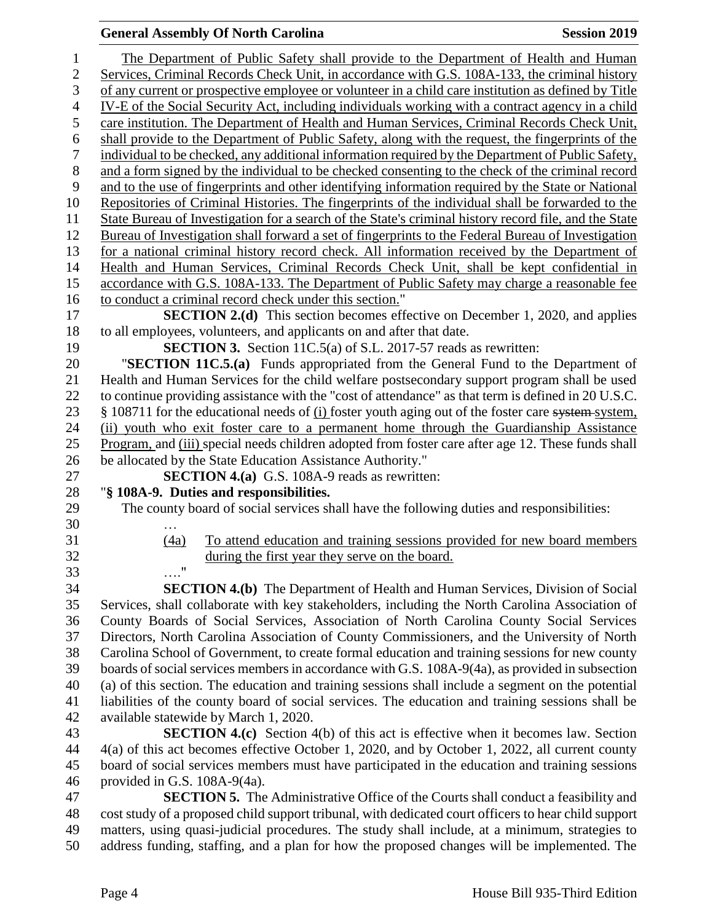The Department of Public Safety shall provide to the Department of Health and Human Services, Criminal Records Check Unit, in accordance with G.S. 108A-133, the criminal history of any current or prospective employee or volunteer in a child care institution as defined by Title IV-E of the Social Security Act, including individuals working with a contract agency in a child care institution. The Department of Health and Human Services, Criminal Records Check Unit, shall provide to the Department of Public Safety, along with the request, the fingerprints of the individual to be checked, any additional information required by the Department of Public Safety, and a form signed by the individual to be checked consenting to the check of the criminal record and to the use of fingerprints and other identifying information required by the State or National Repositories of Criminal Histories. The fingerprints of the individual shall be forwarded to the State Bureau of Investigation for a search of the State's criminal history record file, and the State Bureau of Investigation shall forward a set of fingerprints to the Federal Bureau of Investigation for a national criminal history record check. All information received by the Department of Health and Human Services, Criminal Records Check Unit, shall be kept confidential in accordance with G.S. 108A-133. The Department of Public Safety may charge a reasonable fee to conduct a criminal record check under this section."

**SECTION 2.(d)** This section becomes effective on December 1, 2020, and applies to all employees, volunteers, and applicants on and after that date.

**SECTION 3.** Section 11C.5(a) of S.L. 2017-57 reads as rewritten:

"**SECTION 11C.5.(a)** Funds appropriated from the General Fund to the Department of Health and Human Services for the child welfare postsecondary support program shall be used to continue providing assistance with the "cost of attendance" as that term is defined in 20 U.S.C. § 108711 for the educational needs of (i) foster youth aging out of the foster care ~~system~~ system, (ii) youth who exit foster care to a permanent home through the Guardianship Assistance Program, and (iii) special needs children adopted from foster care after age 12. These funds shall be allocated by the State Education Assistance Authority."

**SECTION 4.(a)** G.S. 108A-9 reads as rewritten:

"**§ 108A-9. Duties and responsibilities.**

The county board of social services shall have the following duties and responsibilities:

…

(4a) To attend education and training sessions provided for new board members during the first year they serve on the board.

…."

**SECTION 4.(b)** The Department of Health and Human Services, Division of Social Services, shall collaborate with key stakeholders, including the North Carolina Association of County Boards of Social Services, Association of North Carolina County Social Services Directors, North Carolina Association of County Commissioners, and the University of North Carolina School of Government, to create formal education and training sessions for new county boards of social services members in accordance with G.S. 108A-9(4a), as provided in subsection (a) of this section. The education and training sessions shall include a segment on the potential liabilities of the county board of social services. The education and training sessions shall be available statewide by March 1, 2020.

**SECTION 4.(c)** Section 4(b) of this act is effective when it becomes law. Section 4(a) of this act becomes effective October 1, 2020, and by October 1, 2022, all current county board of social services members must have participated in the education and training sessions provided in G.S. 108A-9(4a).

**SECTION 5.** The Administrative Office of the Courts shall conduct a feasibility and cost study of a proposed child support tribunal, with dedicated court officers to hear child support matters, using quasi-judicial procedures. The study shall include, at a minimum, strategies to address funding, staffing, and a plan for how the proposed changes will be implemented. The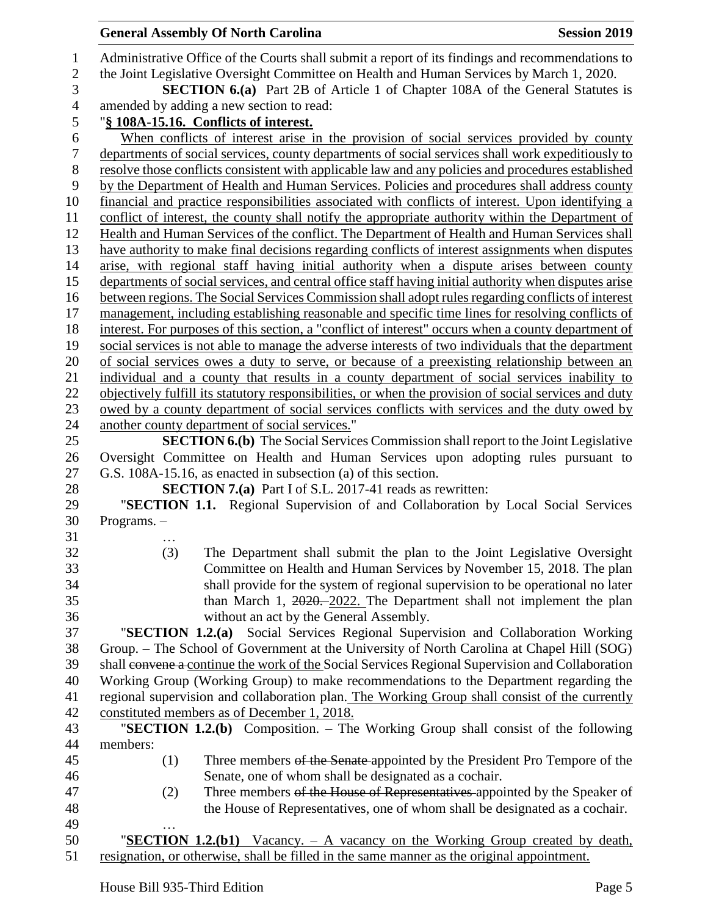Administrative Office of the Courts shall submit a report of its findings and recommendations to the Joint Legislative Oversight Committee on Health and Human Services by March 1, 2020.

**SECTION 6.(a)** Part 2B of Article 1 of Chapter 108A of the General Statutes is amended by adding a new section to read:

"**§ 108A-15.16. Conflicts of interest.**

When conflicts of interest arise in the provision of social services provided by county departments of social services, county departments of social services shall work expeditiously to resolve those conflicts consistent with applicable law and any policies and procedures established by the Department of Health and Human Services. Policies and procedures shall address county financial and practice responsibilities associated with conflicts of interest. Upon identifying a conflict of interest, the county shall notify the appropriate authority within the Department of Health and Human Services of the conflict. The Department of Health and Human Services shall have authority to make final decisions regarding conflicts of interest assignments when disputes arise, with regional staff having initial authority when a dispute arises between county departments of social services, and central office staff having initial authority when disputes arise between regions. The Social Services Commission shall adopt rules regarding conflicts of interest management, including establishing reasonable and specific time lines for resolving conflicts of interest. For purposes of this section, a "conflict of interest" occurs when a county department of social services is not able to manage the adverse interests of two individuals that the department of social services owes a duty to serve, or because of a preexisting relationship between an individual and a county that results in a county department of social services inability to objectively fulfill its statutory responsibilities, or when the provision of social services and duty owed by a county department of social services conflicts with services and the duty owed by another county department of social services."

**SECTION 6.(b)** The Social Services Commission shall report to the Joint Legislative Oversight Committee on Health and Human Services upon adopting rules pursuant to G.S. 108A-15.16, as enacted in subsection (a) of this section.

**SECTION 7.(a)** Part I of S.L. 2017-41 reads as rewritten:

"**SECTION 1.1.** Regional Supervision of and Collaboration by Local Social Services Programs. –

…

(3) The Department shall submit the plan to the Joint Legislative Oversight Committee on Health and Human Services by November 15, 2018. The plan shall provide for the system of regional supervision to be operational no later than March 1, ~~2020.~~ 2022. The Department shall not implement the plan without an act by the General Assembly.

"**SECTION 1.2.(a)** Social Services Regional Supervision and Collaboration Working Group. – The School of Government at the University of North Carolina at Chapel Hill (SOG) shall ~~convene a~~ continue the work of the Social Services Regional Supervision and Collaboration Working Group (Working Group) to make recommendations to the Department regarding the regional supervision and collaboration plan. The Working Group shall consist of the currently constituted members as of December 1, 2018.

"**SECTION 1.2.(b)** Composition. – The Working Group shall consist of the following members:

(1) Three members ~~of the Senate~~ appointed by the President Pro Tempore of the Senate, one of whom shall be designated as a cochair.

(2) Three members ~~of the House of Representatives~~ appointed by the Speaker of the House of Representatives, one of whom shall be designated as a cochair.

…

"**SECTION 1.2.(b1)** Vacancy. – A vacancy on the Working Group created by death, resignation, or otherwise, shall be filled in the same manner as the original appointment.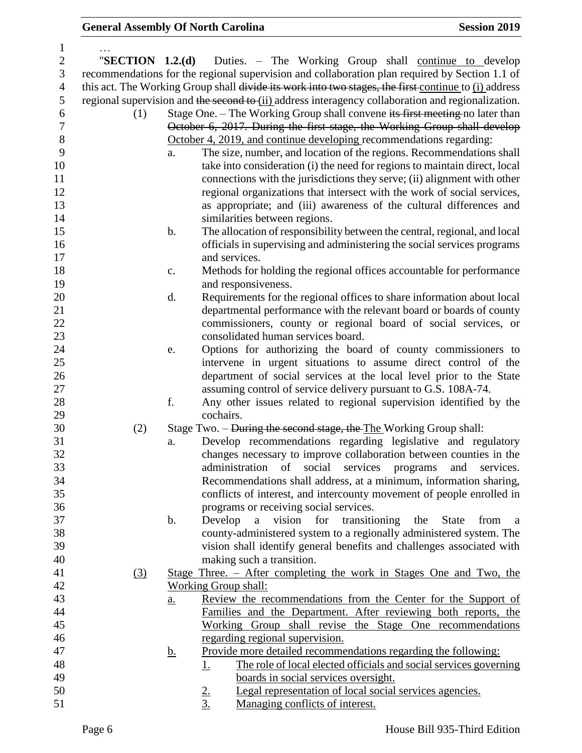…

"**SECTION 1.2.(d)** Duties. – The Working Group shall continue to develop recommendations for the regional supervision and collaboration plan required by Section 1.1 of this act. The Working Group shall ~~divide its work into two stages, the first~~ continue to (i) address regional supervision and ~~the second to~~ (ii) address interagency collaboration and regionalization.

(1) Stage One. – The Working Group shall convene ~~its first meeting~~ no later than ~~October 6, 2017. During the first stage, the Working Group shall develop~~ October 4, 2019, and continue developing recommendations regarding:

a. The size, number, and location of the regions. Recommendations shall take into consideration (i) the need for regions to maintain direct, local connections with the jurisdictions they serve; (ii) alignment with other regional organizations that intersect with the work of social services, as appropriate; and (iii) awareness of the cultural differences and similarities between regions.

b. The allocation of responsibility between the central, regional, and local officials in supervising and administering the social services programs and services.

c. Methods for holding the regional offices accountable for performance and responsiveness.

d. Requirements for the regional offices to share information about local departmental performance with the relevant board or boards of county commissioners, county or regional board of social services, or consolidated human services board.

e. Options for authorizing the board of county commissioners to intervene in urgent situations to assume direct control of the department of social services at the local level prior to the State assuming control of service delivery pursuant to G.S. 108A-74.

f. Any other issues related to regional supervision identified by the cochairs.

(2) Stage Two. – ~~During the second stage, the~~ The Working Group shall:

a. Develop recommendations regarding legislative and regulatory changes necessary to improve collaboration between counties in the administration of social services programs and services. Recommendations shall address, at a minimum, information sharing, conflicts of interest, and intercounty movement of people enrolled in programs or receiving social services.

b. Develop a vision for transitioning the State from a county-administered system to a regionally administered system. The vision shall identify general benefits and challenges associated with making such a transition.

(3) Stage Three. – After completing the work in Stages One and Two, the Working Group shall:

a. Review the recommendations from the Center for the Support of Families and the Department. After reviewing both reports, the Working Group shall revise the Stage One recommendations regarding regional supervision.

b. Provide more detailed recommendations regarding the following:

1. The role of local elected officials and social services governing boards in social services oversight.

2. Legal representation of local social services agencies.

3. Managing conflicts of interest.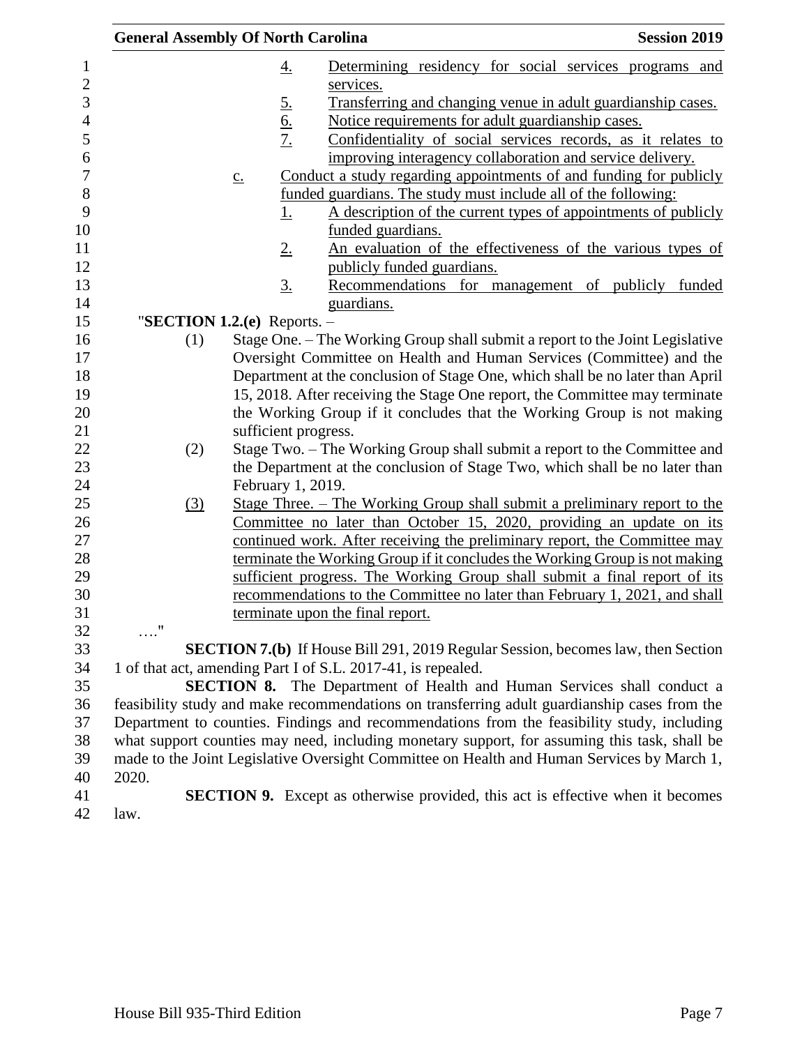4. Determining residency for social services programs and services.
5. Transferring and changing venue in adult guardianship cases.
6. Notice requirements for adult guardianship cases.
7. Confidentiality of social services records, as it relates to improving interagency collaboration and service delivery.

c. Conduct a study regarding appointments of and funding for publicly funded guardians. The study must include all of the following:
1. A description of the current types of appointments of publicly funded guardians.
2. An evaluation of the effectiveness of the various types of publicly funded guardians.
3. Recommendations for management of publicly funded guardians.

"**SECTION 1.2.(e)** Reports. –

(1) Stage One. – The Working Group shall submit a report to the Joint Legislative Oversight Committee on Health and Human Services (Committee) and the Department at the conclusion of Stage One, which shall be no later than April 15, 2018. After receiving the Stage One report, the Committee may terminate the Working Group if it concludes that the Working Group is not making sufficient progress.

(2) Stage Two. – The Working Group shall submit a report to the Committee and the Department at the conclusion of Stage Two, which shall be no later than February 1, 2019.

(3) Stage Three. – The Working Group shall submit a preliminary report to the Committee no later than October 15, 2020, providing an update on its continued work. After receiving the preliminary report, the Committee may terminate the Working Group if it concludes the Working Group is not making sufficient progress. The Working Group shall submit a final report of its recommendations to the Committee no later than February 1, 2021, and shall terminate upon the final report.

…."

**SECTION 7.(b)** If House Bill 291, 2019 Regular Session, becomes law, then Section 1 of that act, amending Part I of S.L. 2017-41, is repealed.

**SECTION 8.** The Department of Health and Human Services shall conduct a feasibility study and make recommendations on transferring adult guardianship cases from the Department to counties. Findings and recommendations from the feasibility study, including what support counties may need, including monetary support, for assuming this task, shall be made to the Joint Legislative Oversight Committee on Health and Human Services by March 1, 2020.

**SECTION 9.** Except as otherwise provided, this act is effective when it becomes law.